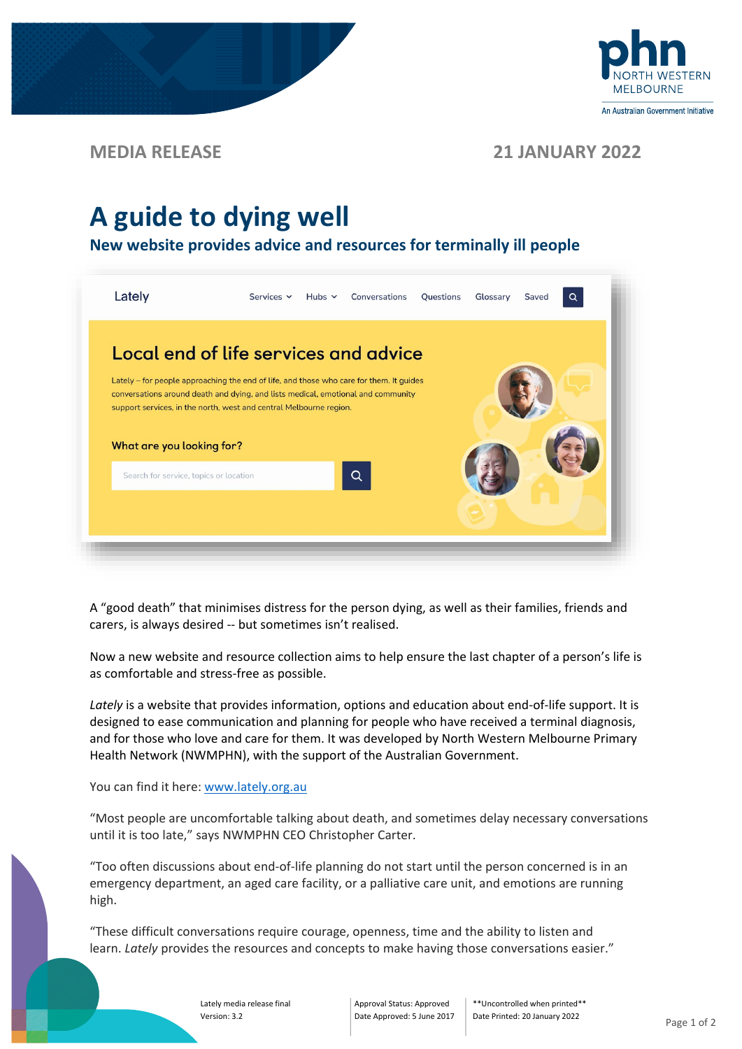MEDIA RELEASE

21 JANUARY 2022

# A guide to dying well

## New website provides advice and resources for terminally ill people

A "good death" that minimises distress for the person dying, as well as their families, friends and carers, is always desired -- but sometimes isn't realised.

Now a new website and resource collection aims to help ensure the last chapter of a person's life is as comfortable and stress-free as possible.

*Lately* is a website that provides information, options and education about end-of-life support. It is designed to ease communication and planning for people who have received a terminal diagnosis, and for those who love and care for them. It was developed by North Western Melbourne Primary Health Network (NWMPHN), with the support of the Australian Government.

You can find it here: [www.lately.org.au](http://www.lately.org.au)

"Most people are uncomfortable talking about death, and sometimes delay necessary conversations until it is too late," says NWMPHN CEO Christopher Carter.

"Too often discussions about end-of-life planning do not start until the person concerned is in an emergency department, an aged care facility, or a palliative care unit, and emotions are running high.

"These difficult conversations require courage, openness, time and the ability to listen and learn. *Lately* provides the resources and concepts to make having those conversations easier."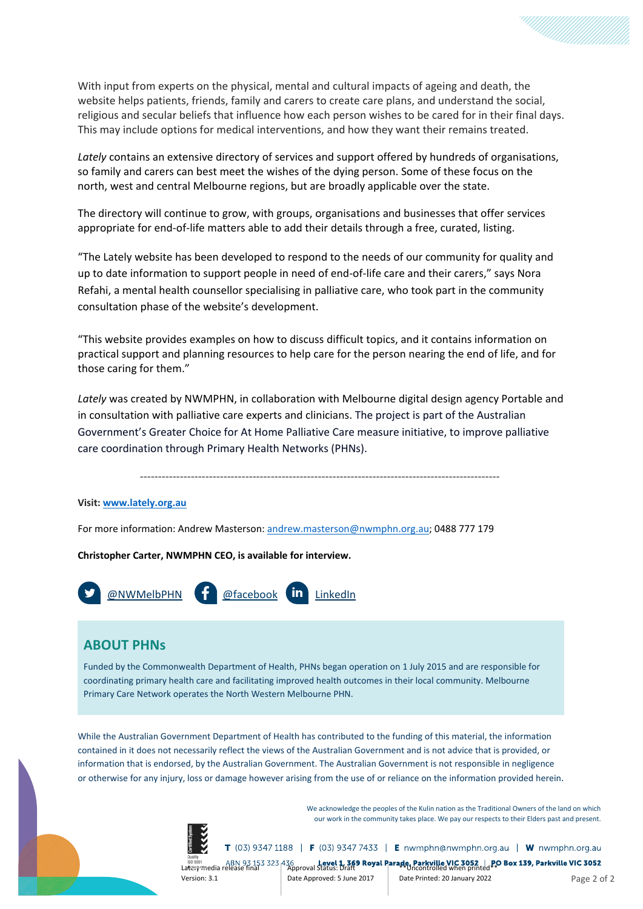With input from experts on the physical, mental and cultural impacts of ageing and death, the website helps patients, friends, family and carers to create care plans, and understand the social, religious and secular beliefs that influence how each person wishes to be cared for in their final days. This may include options for medical interventions, and how they want their remains treated.

*Lately* contains an extensive directory of services and support offered by hundreds of organisations, so family and carers can best meet the wishes of the dying person. Some of these focus on the north, west and central Melbourne regions, but are broadly applicable over the state.

The directory will continue to grow, with groups, organisations and businesses that offer services appropriate for end-of-life matters able to add their details through a free, curated, listing.

"The Lately website has been developed to respond to the needs of our community for quality and up to date information to support people in need of end-of-life care and their carers," says Nora Refahi, a mental health counsellor specialising in palliative care, who took part in the community consultation phase of the website's development.

"This website provides examples on how to discuss difficult topics, and it contains information on practical support and planning resources to help care for the person nearing the end of life, and for those caring for them."

*Lately* was created by NWMPHN, in collaboration with Melbourne digital design agency Portable and in consultation with palliative care experts and clinicians. The project is part of the Australian Government's Greater Choice for At Home Palliative Care measure initiative, to improve palliative care coordination through Primary Health Networks (PHNs).

---

**Visit: [www.lately.org.au](http://www.lately.org.au)**

For more information: Andrew Masterson: andrew.masterson@nwmphn.org.au; 0488 777 179

**Christopher Carter, NWMPHN CEO, is available for interview.**

@NWMelbPHN @facebook LinkedIn

## ABOUT PHNs

Funded by the Commonwealth Department of Health, PHNs began operation on 1 July 2015 and are responsible for coordinating primary health care and facilitating improved health outcomes in their local community. Melbourne Primary Care Network operates the North Western Melbourne PHN.

While the Australian Government Department of Health has contributed to the funding of this material, the information contained in it does not necessarily reflect the views of the Australian Government and is not advice that is provided, or information that is endorsed, by the Australian Government. The Australian Government is not responsible in negligence or otherwise for any injury, loss or damage however arising from the use of or reliance on the information provided herein.

We acknowledge the peoples of the Kulin nation as the Traditional Owners of the land on which our work in the community takes place. We pay our respects to their Elders past and present.

**T** (03) 9347 1188 | **F** (03) 9347 7433 | **E** nwmphn@nwmphn.org.au | **W** nwmphn.org.au

ABN 93 153 323 436 **Level 1, 369 Royal Parade, Parkville VIC 3052** | **PO Box 139, Parkville VIC 3052**

Lately media release final | Approval Status: Draft | \*\*Uncontrolled when printed\*\*
Version: 3.1 | Date Approved: 5 June 2017 | Date Printed: 20 January 2022